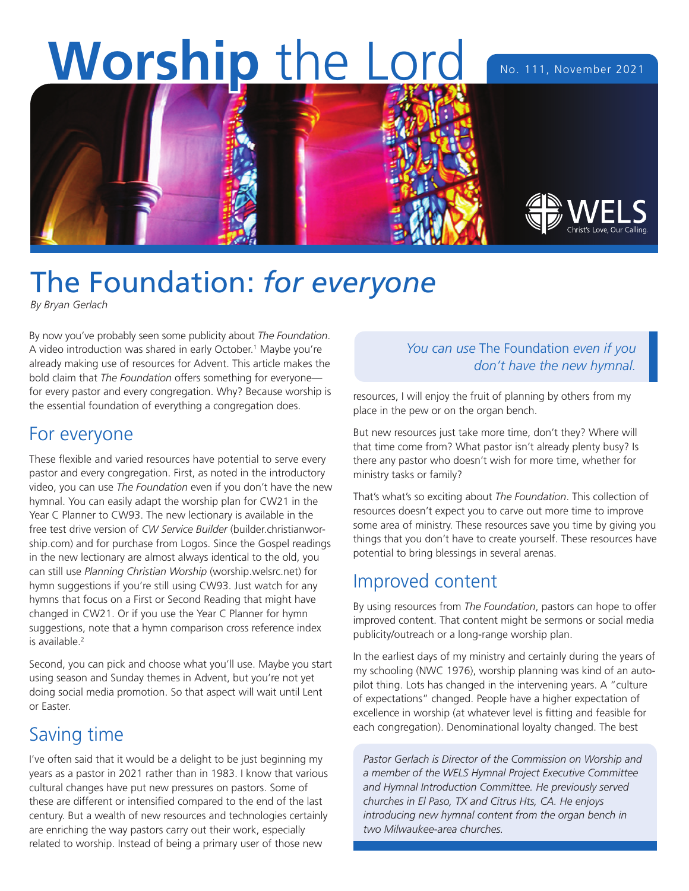# Worship the Lord

No. 111, November 2021

## The Foundation: *for everyone*

*By Bryan Gerlach*

By now you've probably seen some publicity about *The Foundation*. A video introduction was shared in early October.[1] Maybe you're already making use of resources for Advent. This article makes the bold claim that *The Foundation* offers something for everyone—for every pastor and every congregation. Why? Because worship is the essential foundation of everything a congregation does.

### For everyone

These flexible and varied resources have potential to serve every pastor and every congregation. First, as noted in the introductory video, you can use *The Foundation* even if you don't have the new hymnal. You can easily adapt the worship plan for CW21 in the Year C Planner to CW93. The new lectionary is available in the free test drive version of *CW Service Builder* (builder.christianworship.com) and for purchase from Logos. Since the Gospel readings in the new lectionary are almost always identical to the old, you can still use *Planning Christian Worship* (worship.welsrc.net) for hymn suggestions if you're still using CW93. Just watch for any hymns that focus on a First or Second Reading that might have changed in CW21. Or if you use the Year C Planner for hymn suggestions, note that a hymn comparison cross reference index is available.[2]

Second, you can pick and choose what you'll use. Maybe you start using season and Sunday themes in Advent, but you're not yet doing social media promotion. So that aspect will wait until Lent or Easter.

### Saving time

I've often said that it would be a delight to be just beginning my years as a pastor in 2021 rather than in 1983. I know that various cultural changes have put new pressures on pastors. Some of these are different or intensified compared to the end of the last century. But a wealth of new resources and technologies certainly are enriching the way pastors carry out their work, especially related to worship. Instead of being a primary user of those new resources, I will enjoy the fruit of planning by others from my place in the pew or on the organ bench.

> *You can use* The Foundation *even if you don't have the new hymnal.*

But new resources just take more time, don't they? Where will that time come from? What pastor isn't already plenty busy? Is there any pastor who doesn't wish for more time, whether for ministry tasks or family?

That's what's so exciting about *The Foundation*. This collection of resources doesn't expect you to carve out more time to improve some area of ministry. These resources save you time by giving you things that you don't have to create yourself. These resources have potential to bring blessings in several arenas.

### Improved content

By using resources from *The Foundation*, pastors can hope to offer improved content. That content might be sermons or social media publicity/outreach or a long-range worship plan.

In the earliest days of my ministry and certainly during the years of my schooling (NWC 1976), worship planning was kind of an auto-pilot thing. Lots has changed in the intervening years. A "culture of expectations" changed. People have a higher expectation of excellence in worship (at whatever level is fitting and feasible for each congregation). Denominational loyalty changed. The best

*Pastor Gerlach is Director of the Commission on Worship and a member of the WELS Hymnal Project Executive Committee and Hymnal Introduction Committee. He previously served churches in El Paso, TX and Citrus Hts, CA. He enjoys introducing new hymnal content from the organ bench in two Milwaukee-area churches.*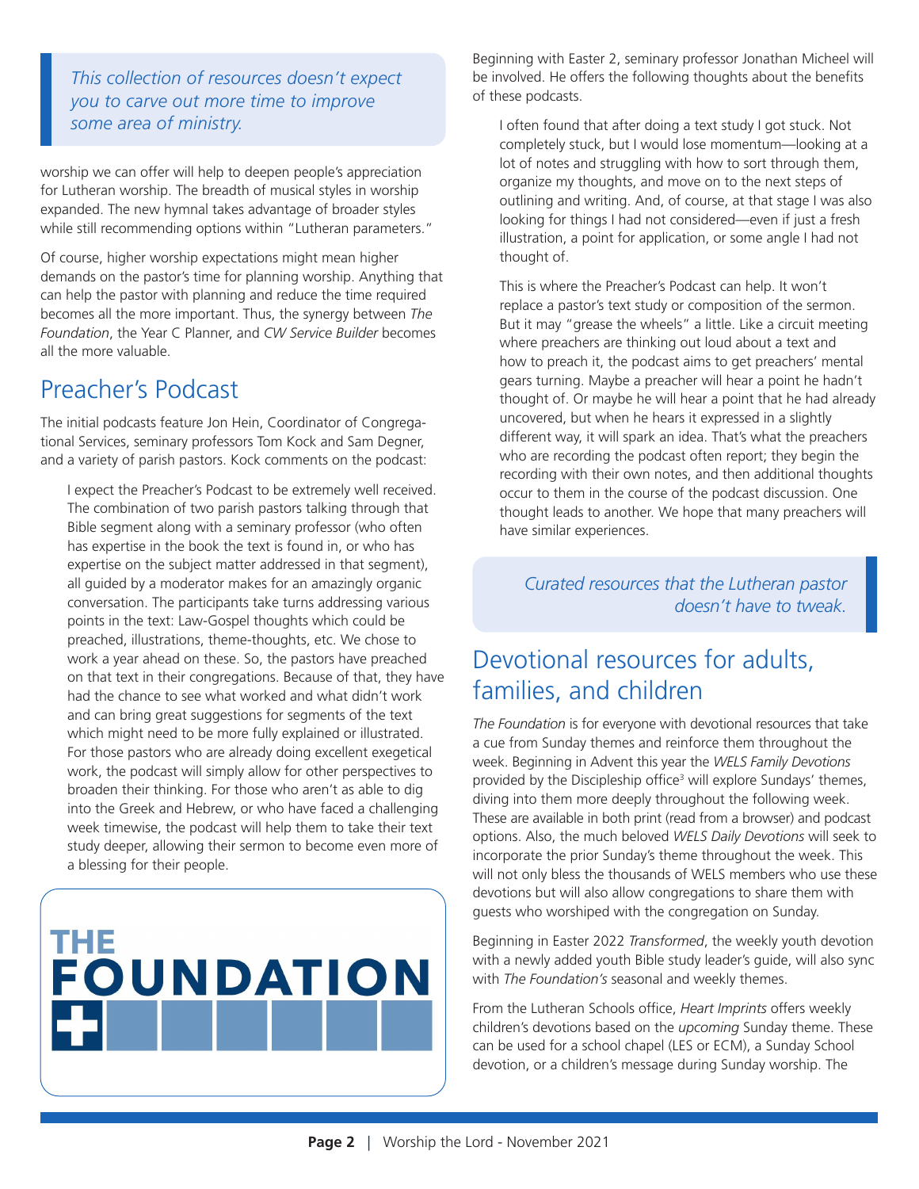*This collection of resources doesn't expect you to carve out more time to improve some area of ministry.*

worship we can offer will help to deepen people's appreciation for Lutheran worship. The breadth of musical styles in worship expanded. The new hymnal takes advantage of broader styles while still recommending options within "Lutheran parameters."

Of course, higher worship expectations might mean higher demands on the pastor's time for planning worship. Anything that can help the pastor with planning and reduce the time required becomes all the more important. Thus, the synergy between *The Foundation*, the Year C Planner, and *CW Service Builder* becomes all the more valuable.

## Preacher's Podcast

The initial podcasts feature Jon Hein, Coordinator of Congregational Services, seminary professors Tom Kock and Sam Degner, and a variety of parish pastors. Kock comments on the podcast:

> I expect the Preacher's Podcast to be extremely well received. The combination of two parish pastors talking through that Bible segment along with a seminary professor (who often has expertise in the book the text is found in, or who has expertise on the subject matter addressed in that segment), all guided by a moderator makes for an amazingly organic conversation. The participants take turns addressing various points in the text: Law-Gospel thoughts which could be preached, illustrations, theme-thoughts, etc. We chose to work a year ahead on these. So, the pastors have preached on that text in their congregations. Because of that, they have had the chance to see what worked and what didn't work and can bring great suggestions for segments of the text which might need to be more fully explained or illustrated. For those pastors who are already doing excellent exegetical work, the podcast will simply allow for other perspectives to broaden their thinking. For those who aren't as able to dig into the Greek and Hebrew, or who have faced a challenging week timewise, the podcast will help them to take their text study deeper, allowing their sermon to become even more of a blessing for their people.

THE FOUNDATION

Beginning with Easter 2, seminary professor Jonathan Micheel will be involved. He offers the following thoughts about the benefits of these podcasts.

> I often found that after doing a text study I got stuck. Not completely stuck, but I would lose momentum—looking at a lot of notes and struggling with how to sort through them, organize my thoughts, and move on to the next steps of outlining and writing. And, of course, at that stage I was also looking for things I had not considered—even if just a fresh illustration, a point for application, or some angle I had not thought of.
>
> This is where the Preacher's Podcast can help. It won't replace a pastor's text study or composition of the sermon. But it may "grease the wheels" a little. Like a circuit meeting where preachers are thinking out loud about a text and how to preach it, the podcast aims to get preachers' mental gears turning. Maybe a preacher will hear a point he hadn't thought of. Or maybe he will hear a point that he had already uncovered, but when he hears it expressed in a slightly different way, it will spark an idea. That's what the preachers who are recording the podcast often report; they begin the recording with their own notes, and then additional thoughts occur to them in the course of the podcast discussion. One thought leads to another. We hope that many preachers will have similar experiences.

*Curated resources that the Lutheran pastor doesn't have to tweak.*

## Devotional resources for adults, families, and children

*The Foundation* is for everyone with devotional resources that take a cue from Sunday themes and reinforce them throughout the week. Beginning in Advent this year the *WELS Family Devotions* provided by the Discipleship office[3] will explore Sundays' themes, diving into them more deeply throughout the following week. These are available in both print (read from a browser) and podcast options. Also, the much beloved *WELS Daily Devotions* will seek to incorporate the prior Sunday's theme throughout the week. This will not only bless the thousands of WELS members who use these devotions but will also allow congregations to share them with guests who worshiped with the congregation on Sunday.

Beginning in Easter 2022 *Transformed*, the weekly youth devotion with a newly added youth Bible study leader's guide, will also sync with *The Foundation's* seasonal and weekly themes.

From the Lutheran Schools office, *Heart Imprints* offers weekly children's devotions based on the *upcoming* Sunday theme. These can be used for a school chapel (LES or ECM), a Sunday School devotion, or a children's message during Sunday worship. The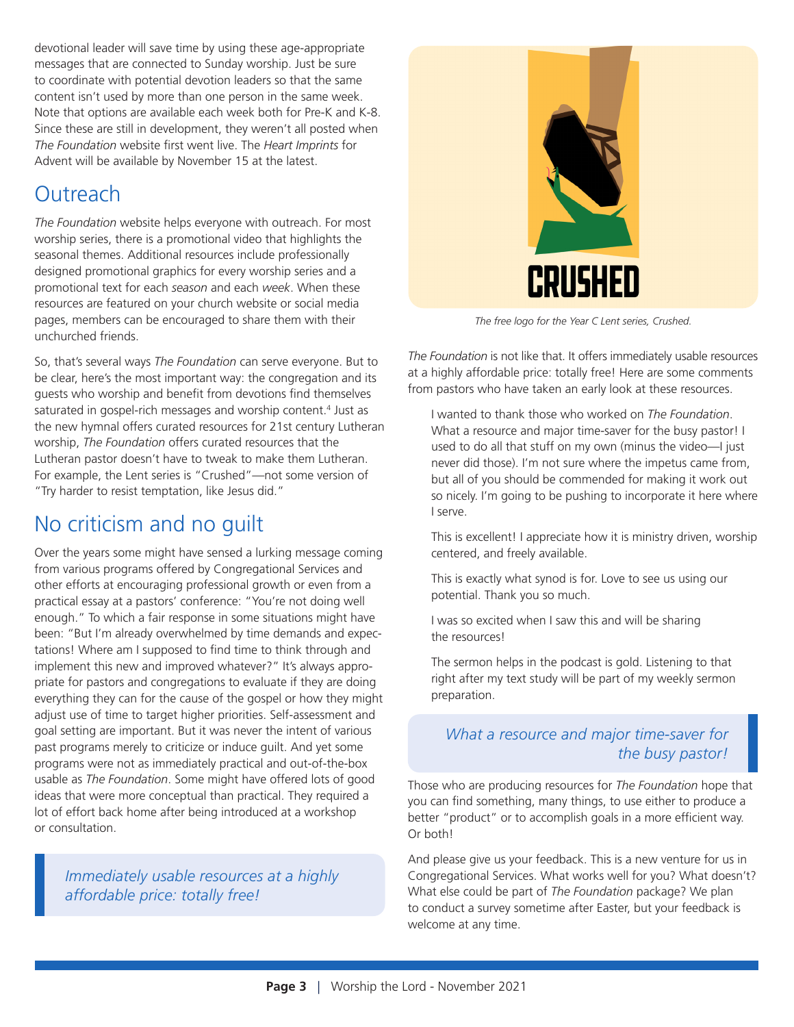devotional leader will save time by using these age-appropriate messages that are connected to Sunday worship. Just be sure to coordinate with potential devotion leaders so that the same content isn't used by more than one person in the same week. Note that options are available each week both for Pre-K and K-8. Since these are still in development, they weren't all posted when *The Foundation* website first went live. The *Heart Imprints* for Advent will be available by November 15 at the latest.

## Outreach

*The Foundation* website helps everyone with outreach. For most worship series, there is a promotional video that highlights the seasonal themes. Additional resources include professionally designed promotional graphics for every worship series and a promotional text for each *season* and each *week*. When these resources are featured on your church website or social media pages, members can be encouraged to share them with their unchurched friends.

So, that's several ways *The Foundation* can serve everyone. But to be clear, here's the most important way: the congregation and its guests who worship and benefit from devotions find themselves saturated in gospel-rich messages and worship content.[4] Just as the new hymnal offers curated resources for 21st century Lutheran worship, *The Foundation* offers curated resources that the Lutheran pastor doesn't have to tweak to make them Lutheran. For example, the Lent series is "Crushed"—not some version of "Try harder to resist temptation, like Jesus did."

## No criticism and no guilt

Over the years some might have sensed a lurking message coming from various programs offered by Congregational Services and other efforts at encouraging professional growth or even from a practical essay at a pastors' conference: "You're not doing well enough." To which a fair response in some situations might have been: "But I'm already overwhelmed by time demands and expectations! Where am I supposed to find time to think through and implement this new and improved whatever?" It's always appropriate for pastors and congregations to evaluate if they are doing everything they can for the cause of the gospel or how they might adjust use of time to target higher priorities. Self-assessment and goal setting are important. But it was never the intent of various past programs merely to criticize or induce guilt. And yet some programs were not as immediately practical and out-of-the-box usable as *The Foundation*. Some might have offered lots of good ideas that were more conceptual than practical. They required a lot of effort back home after being introduced at a workshop or consultation.

> *Immediately usable resources at a highly affordable price: totally free!*

CRUSHED

*The free logo for the Year C Lent series, Crushed.*

*The Foundation* is not like that. It offers immediately usable resources at a highly affordable price: totally free! Here are some comments from pastors who have taken an early look at these resources.

> I wanted to thank those who worked on *The Foundation*. What a resource and major time-saver for the busy pastor! I used to do all that stuff on my own (minus the video—I just never did those). I'm not sure where the impetus came from, but all of you should be commended for making it work out so nicely. I'm going to be pushing to incorporate it here where I serve.
>
> This is excellent! I appreciate how it is ministry driven, worship centered, and freely available.
>
> This is exactly what synod is for. Love to see us using our potential. Thank you so much.
>
> I was so excited when I saw this and will be sharing the resources!
>
> The sermon helps in the podcast is gold. Listening to that right after my text study will be part of my weekly sermon preparation.

> *What a resource and major time-saver for the busy pastor!*

Those who are producing resources for *The Foundation* hope that you can find something, many things, to use either to produce a better "product" or to accomplish goals in a more efficient way. Or both!

And please give us your feedback. This is a new venture for us in Congregational Services. What works well for you? What doesn't? What else could be part of *The Foundation* package? We plan to conduct a survey sometime after Easter, but your feedback is welcome at any time.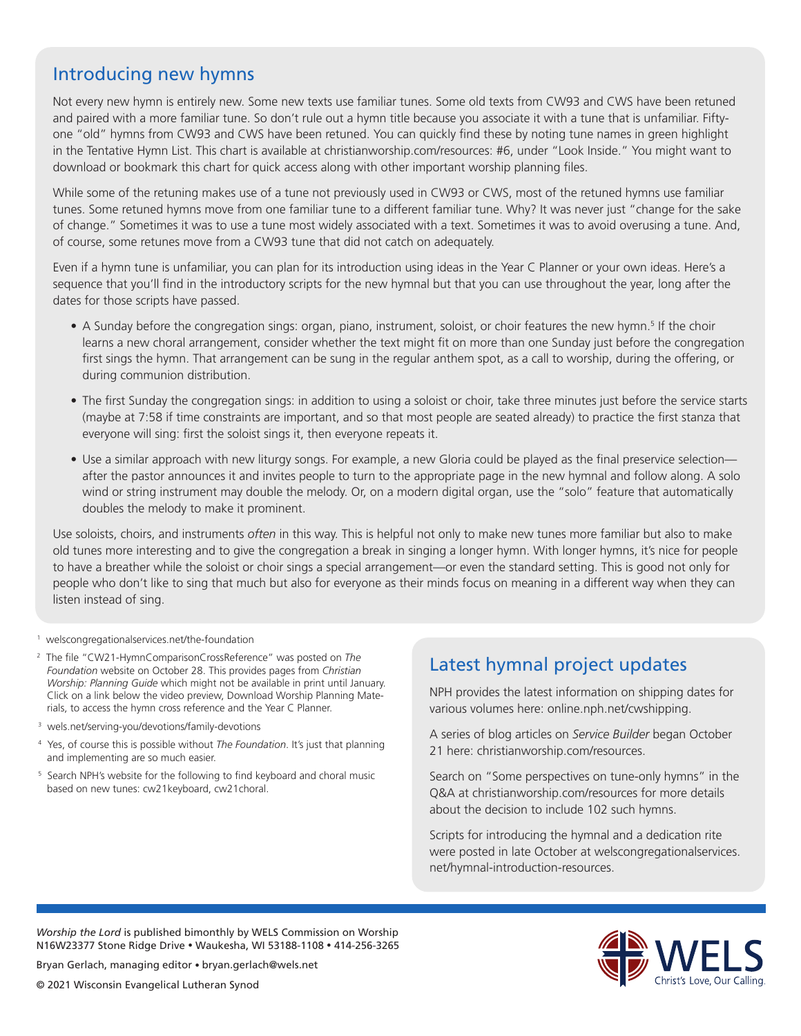## Introducing new hymns

Not every new hymn is entirely new. Some new texts use familiar tunes. Some old texts from CW93 and CWS have been retuned and paired with a more familiar tune. So don't rule out a hymn title because you associate it with a tune that is unfamiliar. Fifty-one "old" hymns from CW93 and CWS have been retuned. You can quickly find these by noting tune names in green highlight in the Tentative Hymn List. This chart is available at christianworship.com/resources: #6, under "Look Inside." You might want to download or bookmark this chart for quick access along with other important worship planning files.

While some of the retuning makes use of a tune not previously used in CW93 or CWS, most of the retuned hymns use familiar tunes. Some retuned hymns move from one familiar tune to a different familiar tune. Why? It was never just "change for the sake of change." Sometimes it was to use a tune most widely associated with a text. Sometimes it was to avoid overusing a tune. And, of course, some retunes move from a CW93 tune that did not catch on adequately.

Even if a hymn tune is unfamiliar, you can plan for its introduction using ideas in the Year C Planner or your own ideas. Here's a sequence that you'll find in the introductory scripts for the new hymnal but that you can use throughout the year, long after the dates for those scripts have passed.

- A Sunday before the congregation sings: organ, piano, instrument, soloist, or choir features the new hymn.[5] If the choir learns a new choral arrangement, consider whether the text might fit on more than one Sunday just before the congregation first sings the hymn. That arrangement can be sung in the regular anthem spot, as a call to worship, during the offering, or during communion distribution.
- The first Sunday the congregation sings: in addition to using a soloist or choir, take three minutes just before the service starts (maybe at 7:58 if time constraints are important, and so that most people are seated already) to practice the first stanza that everyone will sing: first the soloist sings it, then everyone repeats it.
- Use a similar approach with new liturgy songs. For example, a new Gloria could be played as the final preservice selection—after the pastor announces it and invites people to turn to the appropriate page in the new hymnal and follow along. A solo wind or string instrument may double the melody. Or, on a modern digital organ, use the "solo" feature that automatically doubles the melody to make it prominent.

Use soloists, choirs, and instruments *often* in this way. This is helpful not only to make new tunes more familiar but also to make old tunes more interesting and to give the congregation a break in singing a longer hymn. With longer hymns, it's nice for people to have a breather while the soloist or choir sings a special arrangement—or even the standard setting. This is good not only for people who don't like to sing that much but also for everyone as their minds focus on meaning in a different way when they can listen instead of sing.

[1] welscongregationalservices.net/the-foundation

[2] The file "CW21-HymnComparisonCrossReference" was posted on *The Foundation* website on October 28. This provides pages from *Christian Worship: Planning Guide* which might not be available in print until January. Click on a link below the video preview, Download Worship Planning Materials, to access the hymn cross reference and the Year C Planner.

[3] wels.net/serving-you/devotions/family-devotions

[4] Yes, of course this is possible without *The Foundation*. It's just that planning and implementing are so much easier.

[5] Search NPH's website for the following to find keyboard and choral music based on new tunes: cw21keyboard, cw21choral.

## Latest hymnal project updates

NPH provides the latest information on shipping dates for various volumes here: online.nph.net/cwshipping.

A series of blog articles on *Service Builder* began October 21 here: christianworship.com/resources.

Search on "Some perspectives on tune-only hymns" in the Q&A at christianworship.com/resources for more details about the decision to include 102 such hymns.

Scripts for introducing the hymnal and a dedication rite were posted in late October at welscongregationalservices.net/hymnal-introduction-resources.

*Worship the Lord* is published bimonthly by WELS Commission on Worship
N16W23377 Stone Ridge Drive • Waukesha, WI 53188-1108 • 414-256-3265

Bryan Gerlach, managing editor • bryan.gerlach@wels.net

© 2021 Wisconsin Evangelical Lutheran Synod

WELS
Christ's Love, Our Calling.